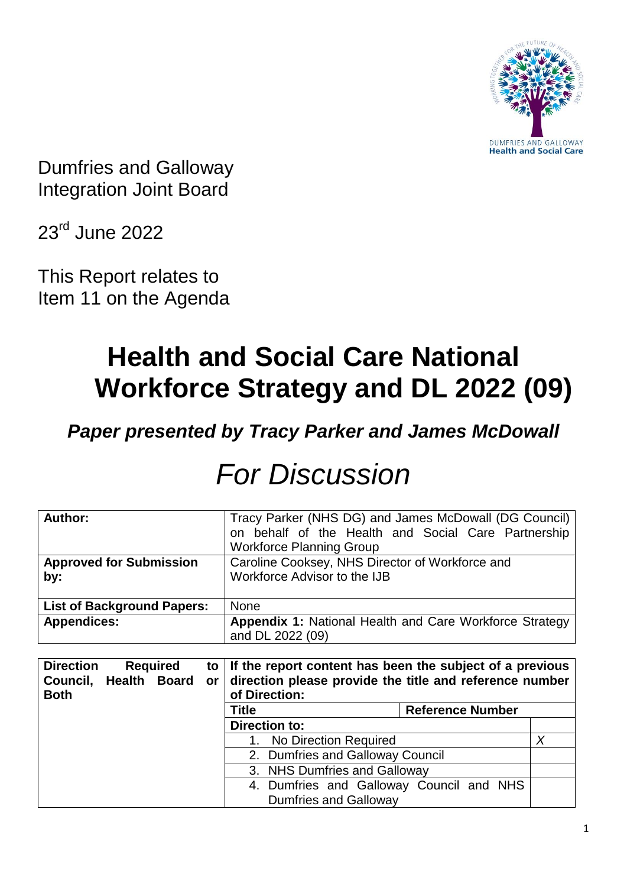Dumfries and Galloway
Integration Joint Board

23rd June 2022

This Report relates to
Item 11 on the Agenda

# Health and Social Care National Workforce Strategy and DL 2022 (09)

## *Paper presented by Tracy Parker and James McDowall*

# *For Discussion*

| **Author:** | Tracy Parker (NHS DG) and James McDowall (DG Council) on behalf of the Health and Social Care Partnership Workforce Planning Group |
|---|---|
| **Approved for Submission by:** | Caroline Cooksey, NHS Director of Workforce and Workforce Advisor to the IJB |
| **List of Background Papers:** | None |
| **Appendices:** | **Appendix 1:** National Health and Care Workforce Strategy and DL 2022 (09) |

| **Direction Required to Council, Health Board or Both** | **If the report content has been the subject of a previous direction please provide the title and reference number of Direction:** | |
|---|---|---|
| | **Title** | **Reference Number** |
| | **Direction to:** | |
| | 1. No Direction Required | *X* |
| | 2. Dumfries and Galloway Council | |
| | 3. NHS Dumfries and Galloway | |
| | 4. Dumfries and Galloway Council and NHS Dumfries and Galloway | |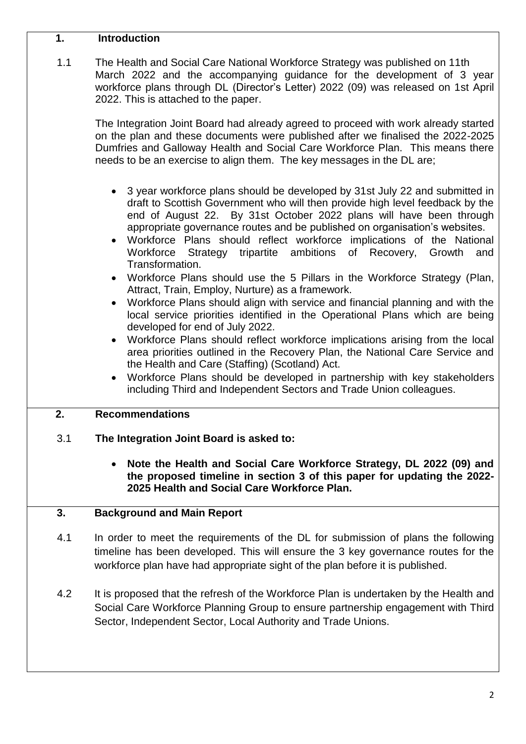## 1. Introduction

1.1 The Health and Social Care National Workforce Strategy was published on 11th March 2022 and the accompanying guidance for the development of 3 year workforce plans through DL (Director's Letter) 2022 (09) was released on 1st April 2022. This is attached to the paper.

The Integration Joint Board had already agreed to proceed with work already started on the plan and these documents were published after we finalised the 2022-2025 Dumfries and Galloway Health and Social Care Workforce Plan. This means there needs to be an exercise to align them. The key messages in the DL are;

- 3 year workforce plans should be developed by 31st July 22 and submitted in draft to Scottish Government who will then provide high level feedback by the end of August 22. By 31st October 2022 plans will have been through appropriate governance routes and be published on organisation's websites.
- Workforce Plans should reflect workforce implications of the National Workforce Strategy tripartite ambitions of Recovery, Growth and Transformation.
- Workforce Plans should use the 5 Pillars in the Workforce Strategy (Plan, Attract, Train, Employ, Nurture) as a framework.
- Workforce Plans should align with service and financial planning and with the local service priorities identified in the Operational Plans which are being developed for end of July 2022.
- Workforce Plans should reflect workforce implications arising from the local area priorities outlined in the Recovery Plan, the National Care Service and the Health and Care (Staffing) (Scotland) Act.
- Workforce Plans should be developed in partnership with key stakeholders including Third and Independent Sectors and Trade Union colleagues.

## 2. Recommendations

3.1 **The Integration Joint Board is asked to:**

- **Note the Health and Social Care Workforce Strategy, DL 2022 (09) and the proposed timeline in section 3 of this paper for updating the 2022-2025 Health and Social Care Workforce Plan.**

## 3. Background and Main Report

4.1 In order to meet the requirements of the DL for submission of plans the following timeline has been developed. This will ensure the 3 key governance routes for the workforce plan have had appropriate sight of the plan before it is published.

4.2 It is proposed that the refresh of the Workforce Plan is undertaken by the Health and Social Care Workforce Planning Group to ensure partnership engagement with Third Sector, Independent Sector, Local Authority and Trade Unions.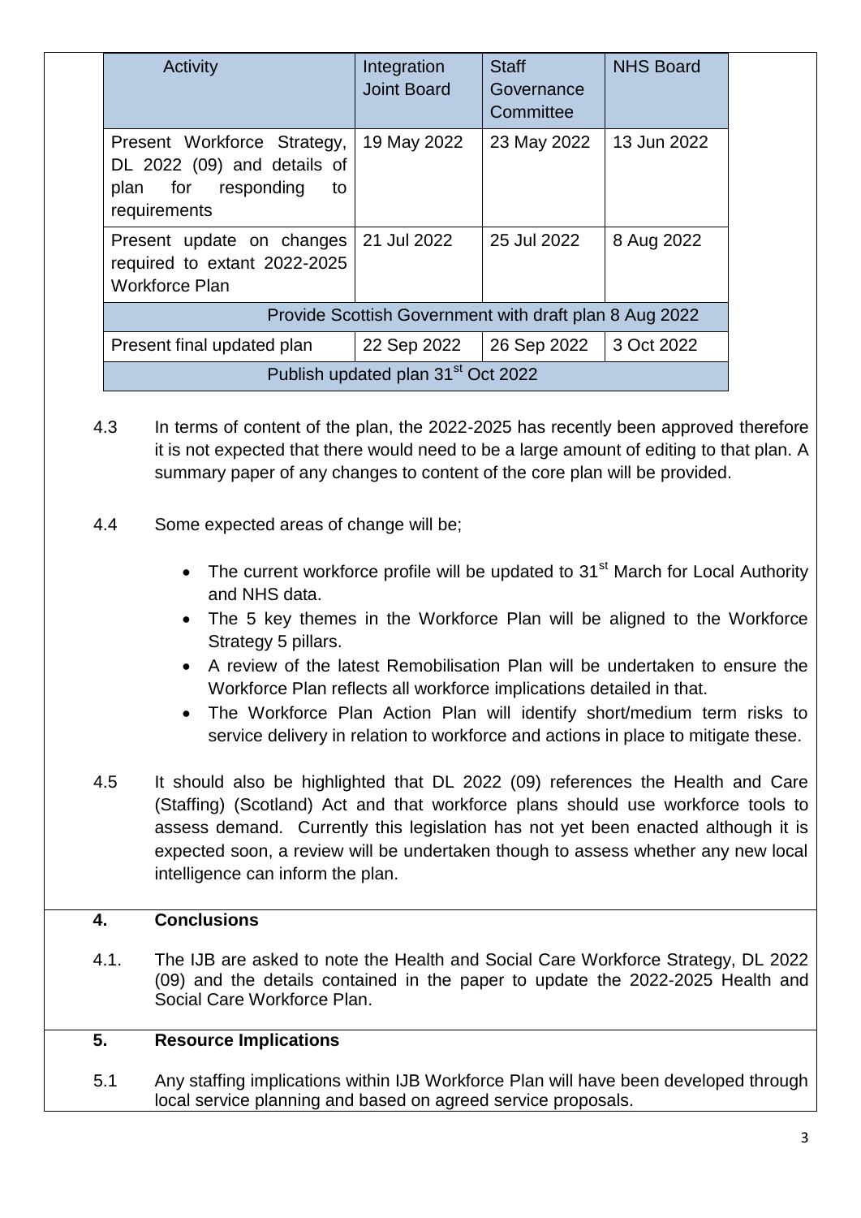| Activity | Integration Joint Board | Staff Governance Committee | NHS Board |
|---|---|---|---|
| Present Workforce Strategy, DL 2022 (09) and details of plan for responding to requirements | 19 May 2022 | 23 May 2022 | 13 Jun 2022 |
| Present update on changes required to extant 2022-2025 Workforce Plan | 21 Jul 2022 | 25 Jul 2022 | 8 Aug 2022 |
| Provide Scottish Government with draft plan 8 Aug 2022 | | | |
| Present final updated plan | 22 Sep 2022 | 26 Sep 2022 | 3 Oct 2022 |
| Publish updated plan 31st Oct 2022 | | | |

4.3 In terms of content of the plan, the 2022-2025 has recently been approved therefore it is not expected that there would need to be a large amount of editing to that plan. A summary paper of any changes to content of the core plan will be provided.

4.4 Some expected areas of change will be;

- The current workforce profile will be updated to 31st March for Local Authority and NHS data.
- The 5 key themes in the Workforce Plan will be aligned to the Workforce Strategy 5 pillars.
- A review of the latest Remobilisation Plan will be undertaken to ensure the Workforce Plan reflects all workforce implications detailed in that.
- The Workforce Plan Action Plan will identify short/medium term risks to service delivery in relation to workforce and actions in place to mitigate these.

4.5 It should also be highlighted that DL 2022 (09) references the Health and Care (Staffing) (Scotland) Act and that workforce plans should use workforce tools to assess demand. Currently this legislation has not yet been enacted although it is expected soon, a review will be undertaken though to assess whether any new local intelligence can inform the plan.

## 4. Conclusions

4.1. The IJB are asked to note the Health and Social Care Workforce Strategy, DL 2022 (09) and the details contained in the paper to update the 2022-2025 Health and Social Care Workforce Plan.

## 5. Resource Implications

5.1 Any staffing implications within IJB Workforce Plan will have been developed through local service planning and based on agreed service proposals.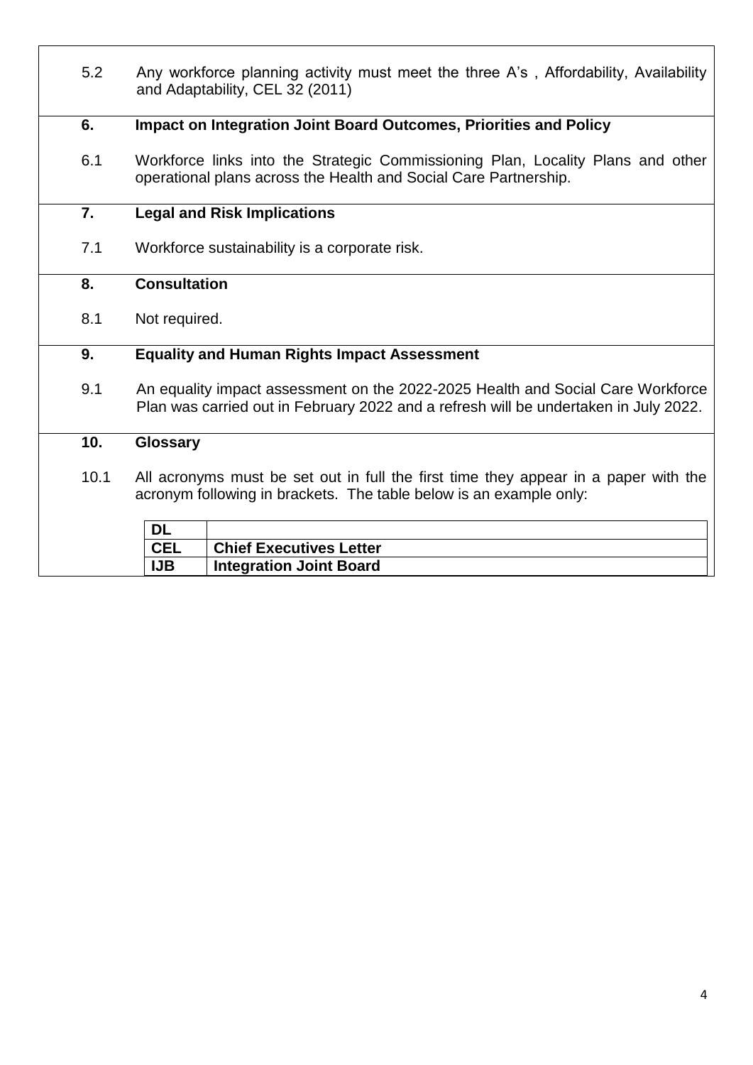5.2 Any workforce planning activity must meet the three A's , Affordability, Availability and Adaptability, CEL 32 (2011)

## 6. Impact on Integration Joint Board Outcomes, Priorities and Policy

6.1 Workforce links into the Strategic Commissioning Plan, Locality Plans and other operational plans across the Health and Social Care Partnership.

## 7. Legal and Risk Implications

7.1 Workforce sustainability is a corporate risk.

## 8. Consultation

8.1 Not required.

## 9. Equality and Human Rights Impact Assessment

9.1 An equality impact assessment on the 2022-2025 Health and Social Care Workforce Plan was carried out in February 2022 and a refresh will be undertaken in July 2022.

## 10. Glossary

10.1 All acronyms must be set out in full the first time they appear in a paper with the acronym following in brackets. The table below is an example only:

| | |
|---|---|
| **DL** | |
| **CEL** | **Chief Executives Letter** |
| **IJB** | **Integration Joint Board** |